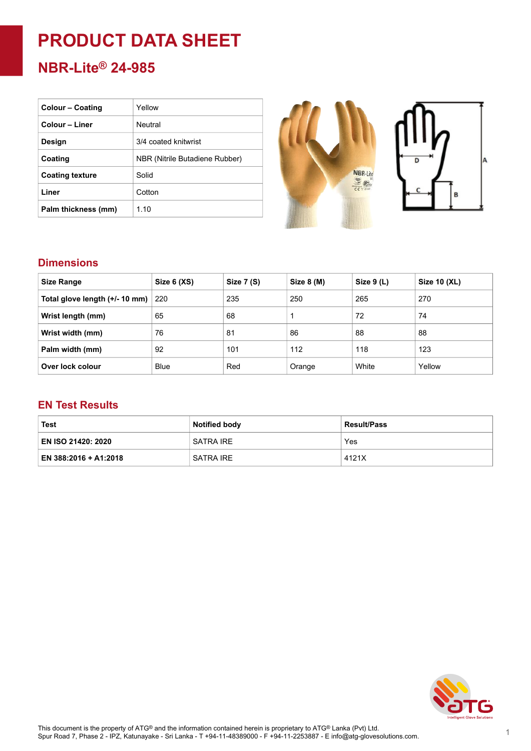# PRODUCT DATA SHEET

## NBR-Lite® 24-985

| Colour – Coating | Yellow |
|---|---|
| Colour – Liner | Neutral |
| Design | 3/4 coated knitwrist |
| Coating | NBR (Nitrile Butadiene Rubber) |
| Coating texture | Solid |
| Liner | Cotton |
| Palm thickness (mm) | 1.10 |

## Dimensions

| Size Range | Size 6 (XS) | Size 7 (S) | Size 8 (M) | Size 9 (L) | Size 10 (XL) |
|---|---|---|---|---|---|
| Total glove length (+/- 10 mm) | 220 | 235 | 250 | 265 | 270 |
| Wrist length (mm) | 65 | 68 | 1 | 72 | 74 |
| Wrist width (mm) | 76 | 81 | 86 | 88 | 88 |
| Palm width (mm) | 92 | 101 | 112 | 118 | 123 |
| Over lock colour | Blue | Red | Orange | White | Yellow |

## EN Test Results

| Test | Notified body | Result/Pass |
|---|---|---|
| EN ISO 21420: 2020 | SATRA IRE | Yes |
| EN 388:2016 + A1:2018 | SATRA IRE | 4121X |

This document is the property of ATG® and the information contained herein is proprietary to ATG® Lanka (Pvt) Ltd.
Spur Road 7, Phase 2 - IPZ, Katunayake - Sri Lanka - T +94-11-48389000 - F +94-11-2253887 - E info@atg-glovesolutions.com.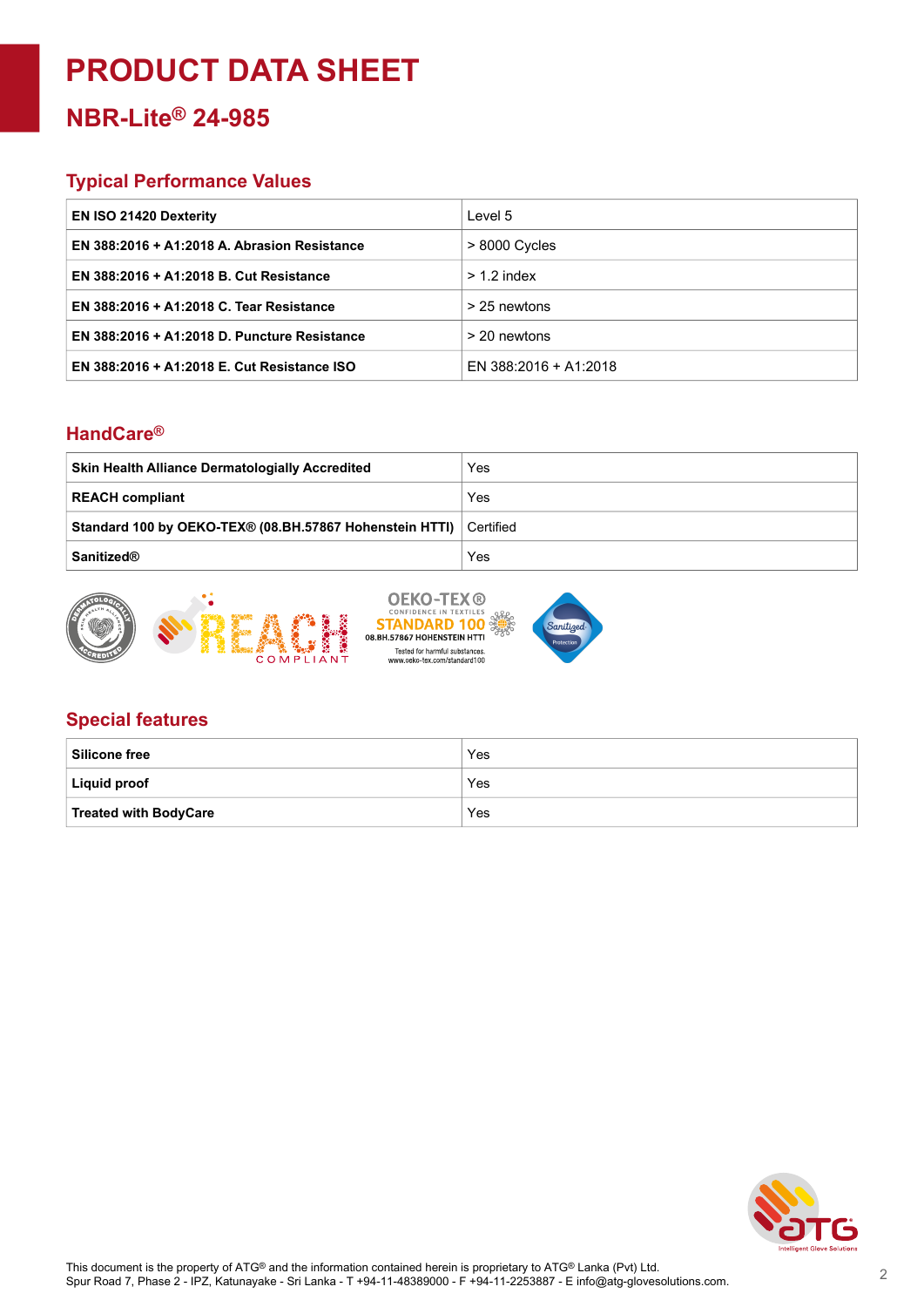# PRODUCT DATA SHEET

## NBR-Lite® 24-985

### Typical Performance Values

| | |
|---|---|
| **EN ISO 21420 Dexterity** | Level 5 |
| **EN 388:2016 + A1:2018 A. Abrasion Resistance** | > 8000 Cycles |
| **EN 388:2016 + A1:2018 B. Cut Resistance** | > 1.2 index |
| **EN 388:2016 + A1:2018 C. Tear Resistance** | > 25 newtons |
| **EN 388:2016 + A1:2018 D. Puncture Resistance** | > 20 newtons |
| **EN 388:2016 + A1:2018 E. Cut Resistance ISO** | EN 388:2016 + A1:2018 |

### HandCare®

| | |
|---|---|
| **Skin Health Alliance Dermatologially Accredited** | Yes |
| **REACH compliant** | Yes |
| **Standard 100 by OEKO-TEX® (08.BH.57867 Hohenstein HTTI)** | Certified |
| **Sanitized®** | Yes |

### Special features

| | |
|---|---|
| **Silicone free** | Yes |
| **Liquid proof** | Yes |
| **Treated with BodyCare** | Yes |

This document is the property of ATG® and the information contained herein is proprietary to ATG® Lanka (Pvt) Ltd.
Spur Road 7, Phase 2 - IPZ, Katunayake - Sri Lanka - T +94-11-48389000 - F +94-11-2253887 - E info@atg-glovesolutions.com.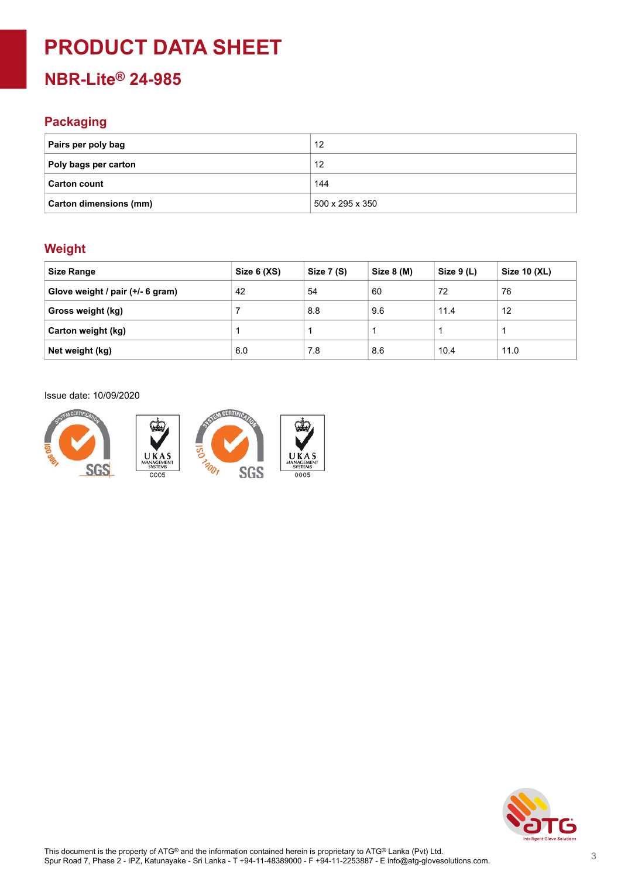# PRODUCT DATA SHEET

## NBR-Lite® 24-985

### Packaging

| | |
|---|---|
| **Pairs per poly bag** | 12 |
| **Poly bags per carton** | 12 |
| **Carton count** | 144 |
| **Carton dimensions (mm)** | 500 x 295 x 350 |

### Weight

| **Size Range** | **Size 6 (XS)** | **Size 7 (S)** | **Size 8 (M)** | **Size 9 (L)** | **Size 10 (XL)** |
|---|---|---|---|---|---|
| **Glove weight / pair (+/- 6 gram)** | 42 | 54 | 60 | 72 | 76 |
| **Gross weight (kg)** | 7 | 8.8 | 9.6 | 11.4 | 12 |
| **Carton weight (kg)** | 1 | 1 | 1 | 1 | 1 |
| **Net weight (kg)** | 6.0 | 7.8 | 8.6 | 10.4 | 11.0 |

Issue date: 10/09/2020

This document is the property of ATG® and the information contained herein is proprietary to ATG® Lanka (Pvt) Ltd.
Spur Road 7, Phase 2 - IPZ, Katunayake - Sri Lanka - T +94-11-48389000 - F +94-11-2253887 - E info@atg-glovesolutions.com.